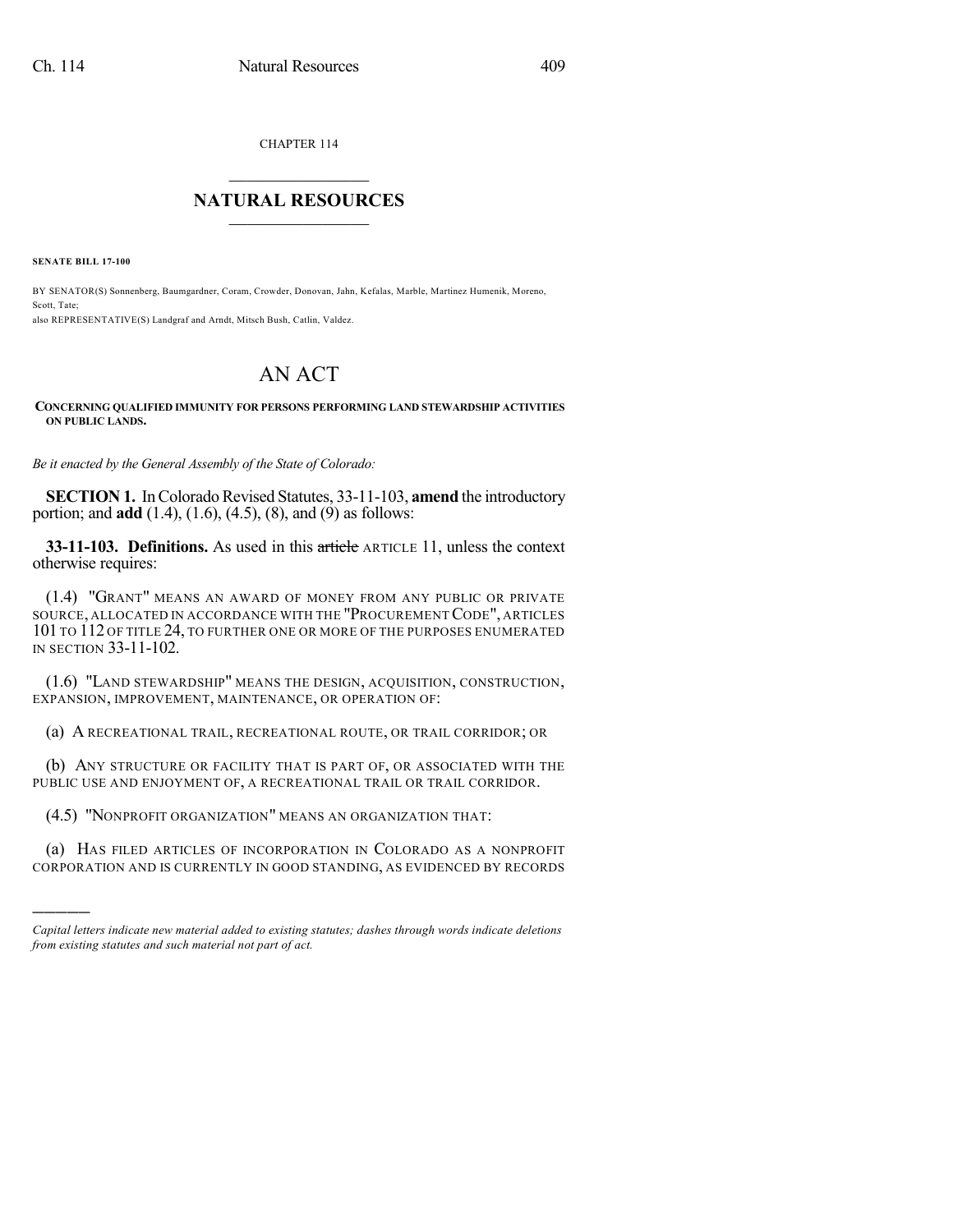CHAPTER 114

# NATURAL RESOURCES

**SENATE BILL 17-100**

BY SENATOR(S) Sonnenberg, Baumgardner, Coram, Crowder, Donovan, Jahn, Kefalas, Marble, Martinez Humenik, Moreno, Scott, Tate;
also REPRESENTATIVE(S) Landgraf and Arndt, Mitsch Bush, Catlin, Valdez.

# AN ACT

**CONCERNING QUALIFIED IMMUNITY FOR PERSONS PERFORMING LAND STEWARDSHIP ACTIVITIES ON PUBLIC LANDS.**

*Be it enacted by the General Assembly of the State of Colorado:*

**SECTION 1.** In Colorado Revised Statutes, 33-11-103, **amend** the introductory portion; and **add** (1.4), (1.6), (4.5), (8), and (9) as follows:

**33-11-103. Definitions.** As used in this ~~article~~ ARTICLE 11, unless the context otherwise requires:

(1.4) "GRANT" MEANS AN AWARD OF MONEY FROM ANY PUBLIC OR PRIVATE SOURCE, ALLOCATED IN ACCORDANCE WITH THE "PROCUREMENT CODE", ARTICLES 101 TO 112 OF TITLE 24, TO FURTHER ONE OR MORE OF THE PURPOSES ENUMERATED IN SECTION 33-11-102.

(1.6) "LAND STEWARDSHIP" MEANS THE DESIGN, ACQUISITION, CONSTRUCTION, EXPANSION, IMPROVEMENT, MAINTENANCE, OR OPERATION OF:

(a) A RECREATIONAL TRAIL, RECREATIONAL ROUTE, OR TRAIL CORRIDOR; OR

(b) ANY STRUCTURE OR FACILITY THAT IS PART OF, OR ASSOCIATED WITH THE PUBLIC USE AND ENJOYMENT OF, A RECREATIONAL TRAIL OR TRAIL CORRIDOR.

(4.5) "NONPROFIT ORGANIZATION" MEANS AN ORGANIZATION THAT:

(a) HAS FILED ARTICLES OF INCORPORATION IN COLORADO AS A NONPROFIT CORPORATION AND IS CURRENTLY IN GOOD STANDING, AS EVIDENCED BY RECORDS

---

*Capital letters indicate new material added to existing statutes; dashes through words indicate deletions from existing statutes and such material not part of act.*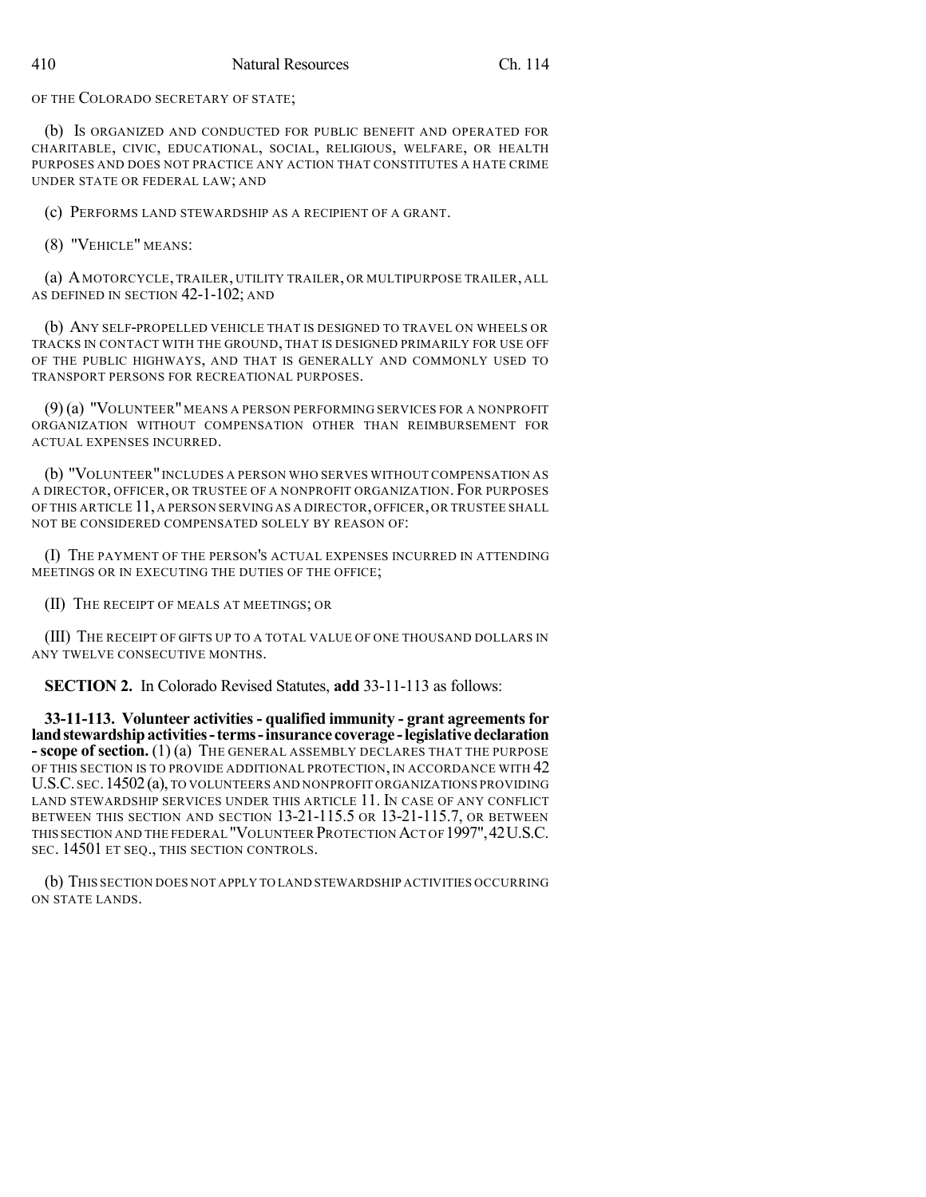OF THE COLORADO SECRETARY OF STATE;

(b) IS ORGANIZED AND CONDUCTED FOR PUBLIC BENEFIT AND OPERATED FOR CHARITABLE, CIVIC, EDUCATIONAL, SOCIAL, RELIGIOUS, WELFARE, OR HEALTH PURPOSES AND DOES NOT PRACTICE ANY ACTION THAT CONSTITUTES A HATE CRIME UNDER STATE OR FEDERAL LAW; AND

(c) PERFORMS LAND STEWARDSHIP AS A RECIPIENT OF A GRANT.

(8) "VEHICLE" MEANS:

(a) A MOTORCYCLE, TRAILER, UTILITY TRAILER, OR MULTIPURPOSE TRAILER, ALL AS DEFINED IN SECTION 42-1-102; AND

(b) ANY SELF-PROPELLED VEHICLE THAT IS DESIGNED TO TRAVEL ON WHEELS OR TRACKS IN CONTACT WITH THE GROUND, THAT IS DESIGNED PRIMARILY FOR USE OFF OF THE PUBLIC HIGHWAYS, AND THAT IS GENERALLY AND COMMONLY USED TO TRANSPORT PERSONS FOR RECREATIONAL PURPOSES.

(9) (a) "VOLUNTEER" MEANS A PERSON PERFORMING SERVICES FOR A NONPROFIT ORGANIZATION WITHOUT COMPENSATION OTHER THAN REIMBURSEMENT FOR ACTUAL EXPENSES INCURRED.

(b) "VOLUNTEER" INCLUDES A PERSON WHO SERVES WITHOUT COMPENSATION AS A DIRECTOR, OFFICER, OR TRUSTEE OF A NONPROFIT ORGANIZATION. FOR PURPOSES OF THIS ARTICLE 11, A PERSON SERVING AS A DIRECTOR, OFFICER, OR TRUSTEE SHALL NOT BE CONSIDERED COMPENSATED SOLELY BY REASON OF:

(I) THE PAYMENT OF THE PERSON'S ACTUAL EXPENSES INCURRED IN ATTENDING MEETINGS OR IN EXECUTING THE DUTIES OF THE OFFICE;

(II) THE RECEIPT OF MEALS AT MEETINGS; OR

(III) THE RECEIPT OF GIFTS UP TO A TOTAL VALUE OF ONE THOUSAND DOLLARS IN ANY TWELVE CONSECUTIVE MONTHS.

**SECTION 2.** In Colorado Revised Statutes, **add** 33-11-113 as follows:

**33-11-113. Volunteer activities - qualified immunity - grant agreements for land stewardship activities - terms - insurance coverage - legislative declaration - scope of section.** (1) (a) THE GENERAL ASSEMBLY DECLARES THAT THE PURPOSE OF THIS SECTION IS TO PROVIDE ADDITIONAL PROTECTION, IN ACCORDANCE WITH 42 U.S.C. SEC. 14502 (a), TO VOLUNTEERS AND NONPROFIT ORGANIZATIONS PROVIDING LAND STEWARDSHIP SERVICES UNDER THIS ARTICLE 11. IN CASE OF ANY CONFLICT BETWEEN THIS SECTION AND SECTION 13-21-115.5 OR 13-21-115.7, OR BETWEEN THIS SECTION AND THE FEDERAL "VOLUNTEER PROTECTION ACT OF 1997", 42 U.S.C. SEC. 14501 ET SEQ., THIS SECTION CONTROLS.

(b) THIS SECTION DOES NOT APPLY TO LAND STEWARDSHIP ACTIVITIES OCCURRING ON STATE LANDS.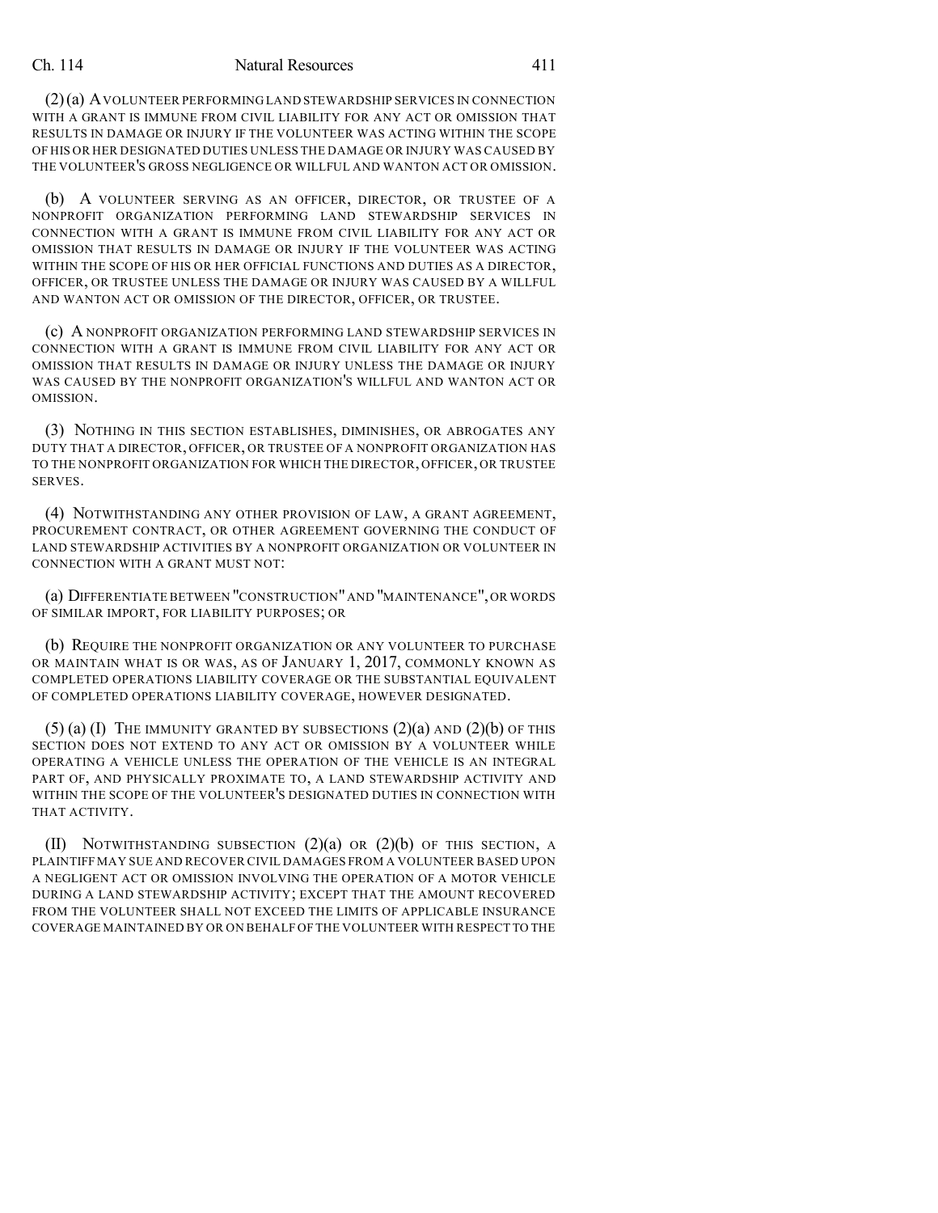(2) (a) A VOLUNTEER PERFORMING LAND STEWARDSHIP SERVICES IN CONNECTION WITH A GRANT IS IMMUNE FROM CIVIL LIABILITY FOR ANY ACT OR OMISSION THAT RESULTS IN DAMAGE OR INJURY IF THE VOLUNTEER WAS ACTING WITHIN THE SCOPE OF HIS OR HER DESIGNATED DUTIES UNLESS THE DAMAGE OR INJURY WAS CAUSED BY THE VOLUNTEER'S GROSS NEGLIGENCE OR WILLFUL AND WANTON ACT OR OMISSION.

(b) A VOLUNTEER SERVING AS AN OFFICER, DIRECTOR, OR TRUSTEE OF A NONPROFIT ORGANIZATION PERFORMING LAND STEWARDSHIP SERVICES IN CONNECTION WITH A GRANT IS IMMUNE FROM CIVIL LIABILITY FOR ANY ACT OR OMISSION THAT RESULTS IN DAMAGE OR INJURY IF THE VOLUNTEER WAS ACTING WITHIN THE SCOPE OF HIS OR HER OFFICIAL FUNCTIONS AND DUTIES AS A DIRECTOR, OFFICER, OR TRUSTEE UNLESS THE DAMAGE OR INJURY WAS CAUSED BY A WILLFUL AND WANTON ACT OR OMISSION OF THE DIRECTOR, OFFICER, OR TRUSTEE.

(c) A NONPROFIT ORGANIZATION PERFORMING LAND STEWARDSHIP SERVICES IN CONNECTION WITH A GRANT IS IMMUNE FROM CIVIL LIABILITY FOR ANY ACT OR OMISSION THAT RESULTS IN DAMAGE OR INJURY UNLESS THE DAMAGE OR INJURY WAS CAUSED BY THE NONPROFIT ORGANIZATION'S WILLFUL AND WANTON ACT OR OMISSION.

(3) NOTHING IN THIS SECTION ESTABLISHES, DIMINISHES, OR ABROGATES ANY DUTY THAT A DIRECTOR, OFFICER, OR TRUSTEE OF A NONPROFIT ORGANIZATION HAS TO THE NONPROFIT ORGANIZATION FOR WHICH THE DIRECTOR, OFFICER, OR TRUSTEE SERVES.

(4) NOTWITHSTANDING ANY OTHER PROVISION OF LAW, A GRANT AGREEMENT, PROCUREMENT CONTRACT, OR OTHER AGREEMENT GOVERNING THE CONDUCT OF LAND STEWARDSHIP ACTIVITIES BY A NONPROFIT ORGANIZATION OR VOLUNTEER IN CONNECTION WITH A GRANT MUST NOT:

(a) DIFFERENTIATE BETWEEN "CONSTRUCTION" AND "MAINTENANCE", OR WORDS OF SIMILAR IMPORT, FOR LIABILITY PURPOSES; OR

(b) REQUIRE THE NONPROFIT ORGANIZATION OR ANY VOLUNTEER TO PURCHASE OR MAINTAIN WHAT IS OR WAS, AS OF JANUARY 1, 2017, COMMONLY KNOWN AS COMPLETED OPERATIONS LIABILITY COVERAGE OR THE SUBSTANTIAL EQUIVALENT OF COMPLETED OPERATIONS LIABILITY COVERAGE, HOWEVER DESIGNATED.

(5) (a) (I) THE IMMUNITY GRANTED BY SUBSECTIONS (2)(a) AND (2)(b) OF THIS SECTION DOES NOT EXTEND TO ANY ACT OR OMISSION BY A VOLUNTEER WHILE OPERATING A VEHICLE UNLESS THE OPERATION OF THE VEHICLE IS AN INTEGRAL PART OF, AND PHYSICALLY PROXIMATE TO, A LAND STEWARDSHIP ACTIVITY AND WITHIN THE SCOPE OF THE VOLUNTEER'S DESIGNATED DUTIES IN CONNECTION WITH THAT ACTIVITY.

(II) NOTWITHSTANDING SUBSECTION (2)(a) OR (2)(b) OF THIS SECTION, A PLAINTIFF MAY SUE AND RECOVER CIVIL DAMAGES FROM A VOLUNTEER BASED UPON A NEGLIGENT ACT OR OMISSION INVOLVING THE OPERATION OF A MOTOR VEHICLE DURING A LAND STEWARDSHIP ACTIVITY; EXCEPT THAT THE AMOUNT RECOVERED FROM THE VOLUNTEER SHALL NOT EXCEED THE LIMITS OF APPLICABLE INSURANCE COVERAGE MAINTAINED BY OR ON BEHALF OF THE VOLUNTEER WITH RESPECT TO THE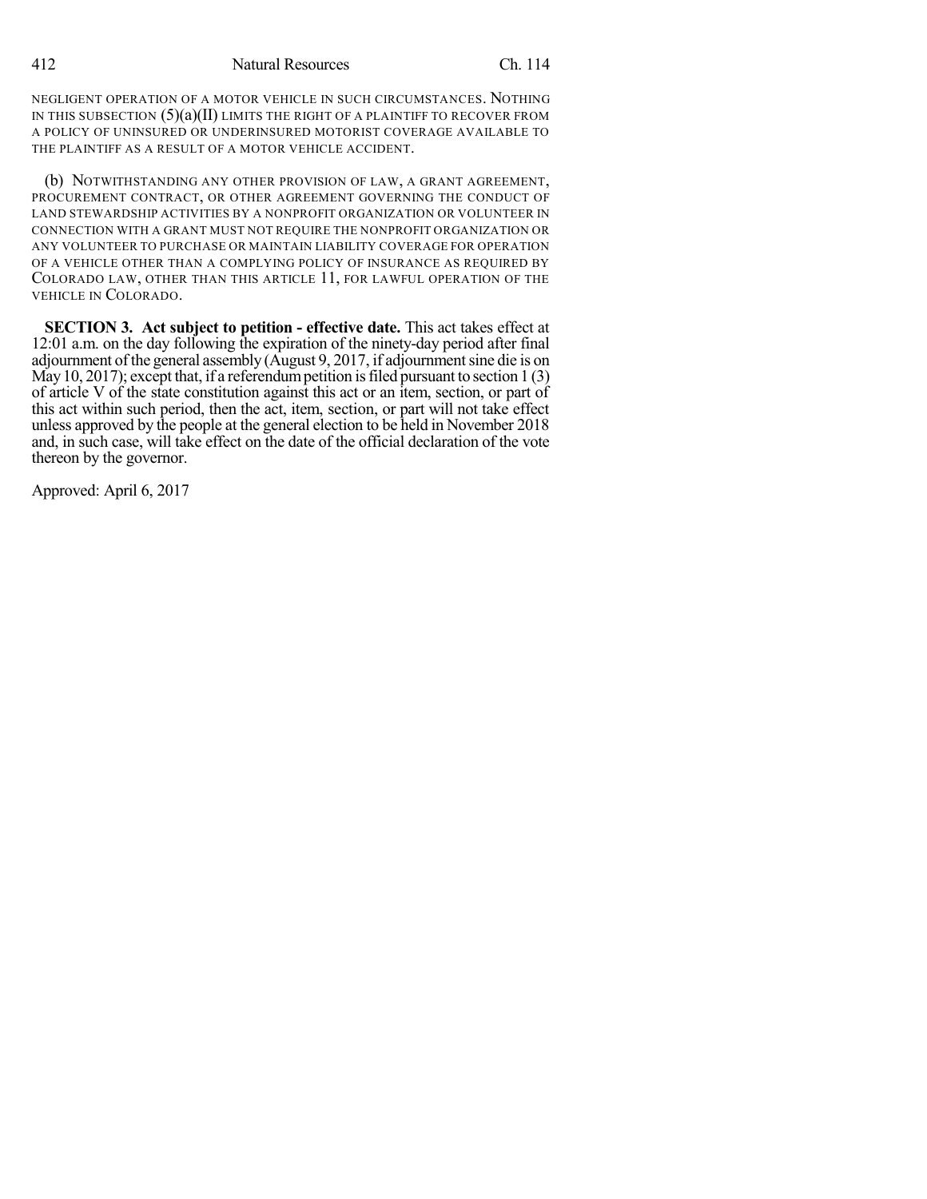NEGLIGENT OPERATION OF A MOTOR VEHICLE IN SUCH CIRCUMSTANCES. NOTHING IN THIS SUBSECTION (5)(a)(II) LIMITS THE RIGHT OF A PLAINTIFF TO RECOVER FROM A POLICY OF UNINSURED OR UNDERINSURED MOTORIST COVERAGE AVAILABLE TO THE PLAINTIFF AS A RESULT OF A MOTOR VEHICLE ACCIDENT.

(b) NOTWITHSTANDING ANY OTHER PROVISION OF LAW, A GRANT AGREEMENT, PROCUREMENT CONTRACT, OR OTHER AGREEMENT GOVERNING THE CONDUCT OF LAND STEWARDSHIP ACTIVITIES BY A NONPROFIT ORGANIZATION OR VOLUNTEER IN CONNECTION WITH A GRANT MUST NOT REQUIRE THE NONPROFIT ORGANIZATION OR ANY VOLUNTEER TO PURCHASE OR MAINTAIN LIABILITY COVERAGE FOR OPERATION OF A VEHICLE OTHER THAN A COMPLYING POLICY OF INSURANCE AS REQUIRED BY COLORADO LAW, OTHER THAN THIS ARTICLE 11, FOR LAWFUL OPERATION OF THE VEHICLE IN COLORADO.

**SECTION 3. Act subject to petition - effective date.** This act takes effect at 12:01 a.m. on the day following the expiration of the ninety-day period after final adjournment of the general assembly (August 9, 2017, if adjournment sine die is on May 10, 2017); except that, if a referendum petition is filed pursuant to section 1 (3) of article V of the state constitution against this act or an item, section, or part of this act within such period, then the act, item, section, or part will not take effect unless approved by the people at the general election to be held in November 2018 and, in such case, will take effect on the date of the official declaration of the vote thereon by the governor.

Approved: April 6, 2017